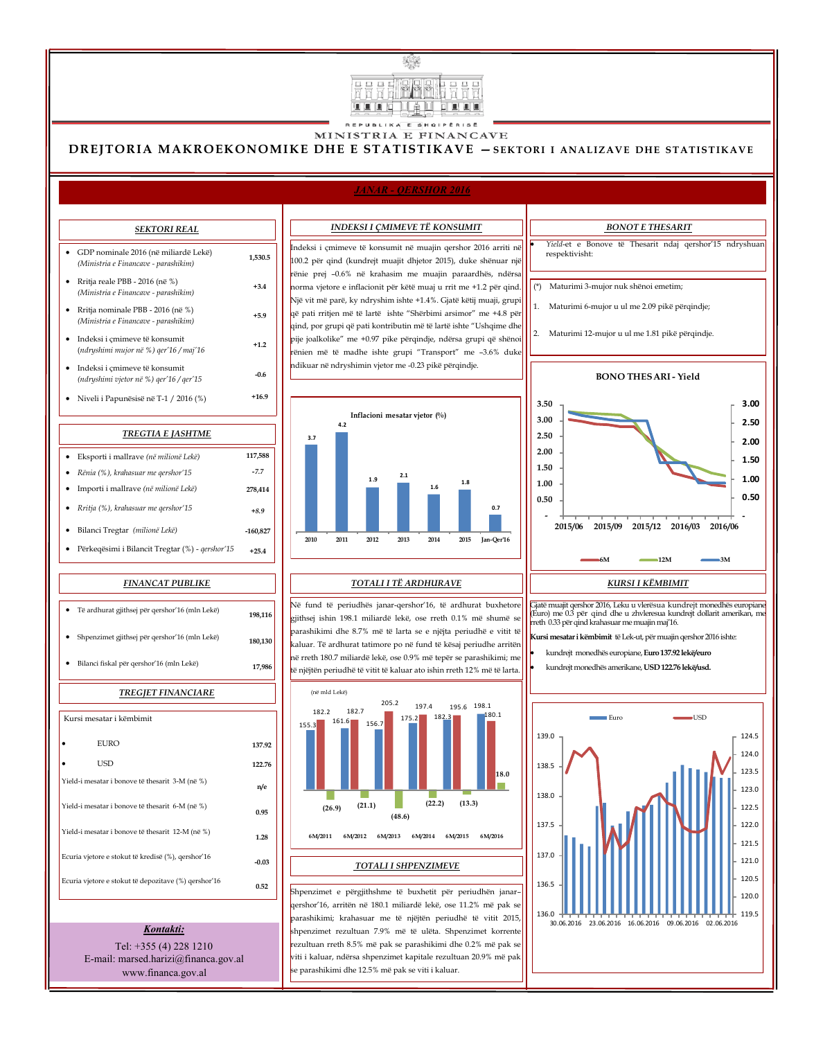REPUBLIKA E SHQIPËRISË

MINISTRIA E FINANCAVE

# DREJTORIA MAKROEKONOMIKE DHE E STATISTIKAVE – SEKTORI I ANALIZAVE DHE STATISTIKAVE

## JANAR - QERSHOR 2016

### SEKTORI REAL

| | |
|---|---|
| • GDP nominale 2016 (në miliardë Lekë) *(Ministria e Financave - parashikim)* | 1,530.5 |
| • Rritja reale PBB - 2016 (në %) *(Ministria e Financave - parashikim)* | +3.4 |
| • Rritja nominale PBB - 2016 (në %) *(Ministria e Financave - parashikim)* | +5.9 |
| • Indeksi i çmimeve të konsumit *(ndryshimi mujor në %) qer'16 / maj'16* | +1.2 |
| • Indeksi i çmimeve të konsumit *(ndryshimi vjetor në %) qer'16 / qer'15* | -0.6 |
| • Niveli i Papunësisë në T-1 / 2016 (%) | +16.9 |

### TREGTIA E JASHTME

| | |
|---|---|
| • Eksporti i mallrave *(në milionë Lekë)* | 117,588 |
| • *Rënia (%), krahasuar me qershor'15* | -7.7 |
| • Importi i mallrave *(në milionë Lekë)* | 278,414 |
| • *Rritja (%), krahasuar me qershor'15* | +8.9 |
| • Bilanci Tregtar *(milionë Lekë)* | -160,827 |
| • Përkeqësimi i Bilancit Tregtar (%) - *qershor'15* | +25.4 |

### FINANCAT PUBLIKE

| | |
|---|---|
| • Të ardhurat gjithsej për qershor'16 (mln Lekë) | 198,116 |
| • Shpenzimet gjithsej për qershor'16 (mln Lekë) | 180,130 |
| • Bilanci fiskal për qershor'16 (mln Lekë) | 17,986 |

### TREGJET FINANCIARE

| Kursi mesatar i këmbimit | |
|---|---|
| • EURO | 137.92 |
| • USD | 122.76 |
| Yield-i mesatar i bonove të thesarit 3-M (në %) | n/e |
| Yield-i mesatar i bonove të thesarit 6-M (në %) | 0.95 |
| Yield-i mesatar i bonove të thesarit 12-M (në %) | 1.28 |
| Ecuria vjetore e stokut të kredisë (%), qershor'16 | -0.03 |
| Ecuria vjetore e stokut të depozitave (%) qershor'16 | 0.52 |

**Kontakti:**

Tel: +355 (4) 228 1210
E-mail: marsed.harizi@financa.gov.al
www.financa.gov.al

### INDEKSI I ÇMIMEVE TË KONSUMIT

Indeksi i çmimeve të konsumit në muajin qershor 2016 arriti në 100.2 për qind (kundrejt muajit dhjetor 2015), duke shënuar një rënie prej –0.6% në krahasim me muajin paraardhës, ndërsa norma vjetore e inflacionit për këtë muaj u rrit me +1.2 për qind. Një vit më parë, ky ndryshim ishte +1.4%. Gjatë këtij muaji, grupi që pati rritjen më të lartë ishte "Shërbimi arsimor" me +4.8 për qind, por grupi që pati kontributin më të lartë ishte "Ushqime dhe pije joalkolike" me +0.97 pike përqindje, ndërsa grupi që shënoi rënien më të madhe ishte grupi "Transport" me –3.6% duke ndikuar në ndryshimin vjetor me -0.23 pikë përqindje.

**Inflacioni mesatar vjetor (%)**

| 2010 | 2011 | 2012 | 2013 | 2014 | 2015 | Jan-Qer'16 |
|---|---|---|---|---|---|---|
| 3.7 | 4.2 | 1.9 | 2.1 | 1.6 | 1.8 | 0.7 |

### TOTALI I TË ARDHURAVE

Në fund të periudhës janar-qershor'16, të ardhurat buxhetore gjithsej ishin 198.1 miliardë lekë, ose rreth 0.1% më shumë se parashikimi dhe 8.7% më të larta se e njëjta periudhë e vitit të kaluar. Të ardhurat tatimore po në fund të kësaj periudhe arritën në rreth 180.7 miliardë lekë, ose 0.9% më tepër se parashikimi; me të njëjtën periudhë të vitit të kaluar ato ishin rreth 12% më të larta.

(në mld Lekë)

| | 6M/2011 | 6M/2012 | 6M/2013 | 6M/2014 | 6M/2015 | 6M/2016 |
|---|---|---|---|---|---|---|
| | 155.3 | 161.6 | 156.7 | 175.2 | 182.3 | 198.1 |
| | 182.2 | 182.7 | 205.2 | 197.4 | 195.6 | 180.1 |
| | (26.9) | (21.1) | (48.6) | (22.2) | (13.3) | 18.0 |

### TOTALI I SHPENZIMEVE

Shpenzimet e përgjithshme të buxhetit për periudhën janar–qershor'16, arritën në 180.1 miliardë lekë, ose 11.2% më pak se parashikimi; krahasuar me të njëjtën periudhë të vitit 2015, shpenzimet rezultuan 7.9% më të ulëta. Shpenzimet korrente rezultuan rreth 8.5% më pak se parashikimi dhe 0.2% më pak se viti i kaluar, ndërsa shpenzimet kapitale rezultuan 20.9% më pak se parashikimi dhe 12.5% më pak se viti i kaluar.

### BONOT E THESARIT

- *Yield*-et e Bonove të Thesarit ndaj qershor'15 ndryshuan respektivisht:

(*) Maturimi 3-mujor nuk shënoi emetim;

1. Maturimi 6-mujor u ul me 2.09 pikë përqindje;
2. Maturimi 12-mujor u ul me 1.81 pikë përqindje.

**BONO THESARI - Yield**

6M, 12M, 3M — 2015/06, 2015/09, 2015/12, 2016/03, 2016/06

### KURSI I KËMBIMIT

Gjatë muajit qershor 2016, Leku u vlerësua kundrejt monedhës europiane (Euro) me 0.3 për qind dhe u zhvleresua kundrejt dollarit amerikan, me rreth 0.33 për qind krahasuar me muajin maj'16.

**Kursi mesatar i këmbimit** të Lek-ut, për muajin qershor 2016 ishte:

- kundrejt monedhës europiane, **Euro 137.92 lekë/euro**
- kundrejt monedhës amerikane, **USD 122.76 lekë/usd.**

Euro, USD — 30.06.2016, 23.06.2016, 16.06.2016, 09.06.2016, 02.06.2016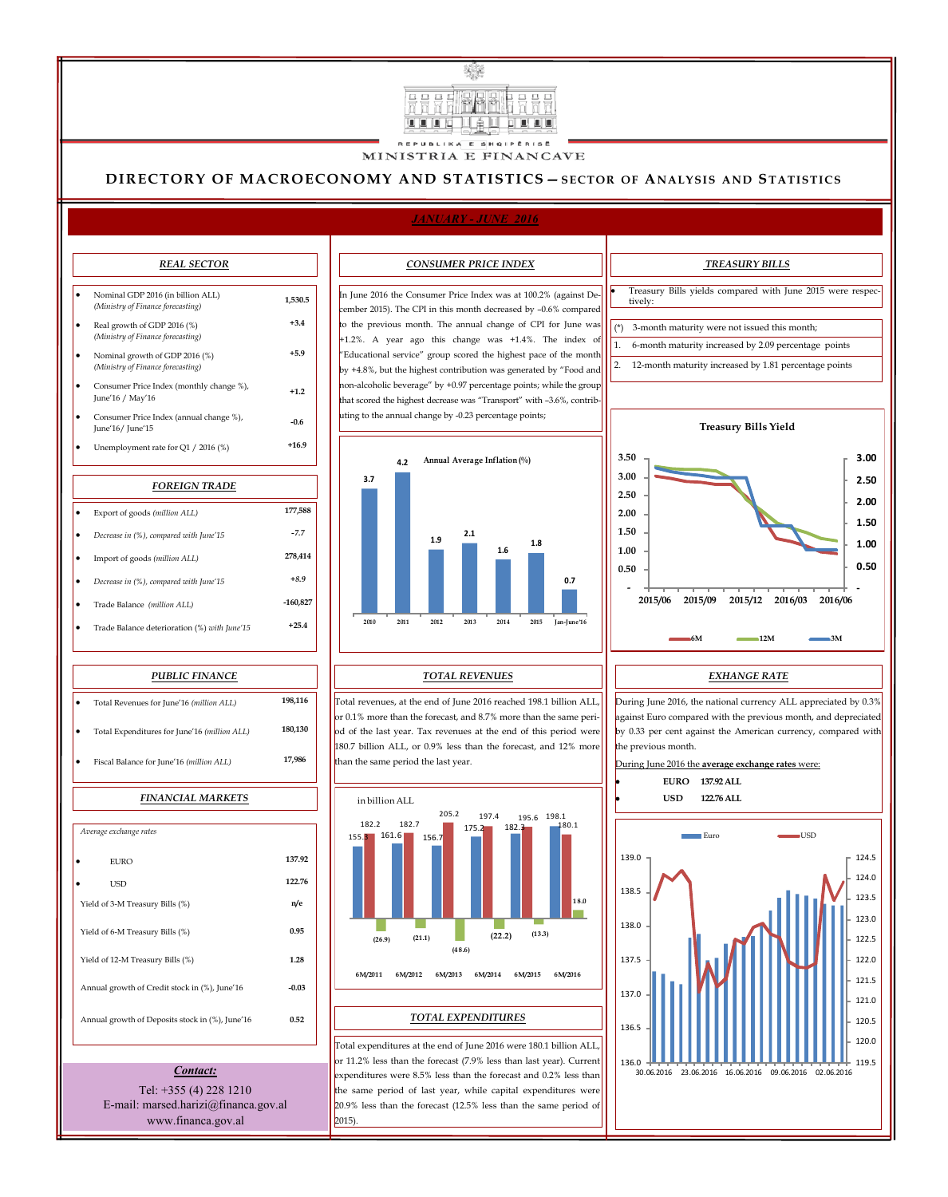REPUBLIKA E SHQIPËRISË
MINISTRIA E FINANCAVE

# DIRECTORY OF MACROECONOMY AND STATISTICS – SECTOR OF ANALYSIS AND STATISTICS

## JANUARY - JUNE 2016

### REAL SECTOR

| | |
|---|---|
| Nominal GDP 2016 (in billion ALL) *(Ministry of Finance forecasting)* | 1,530.5 |
| Real growth of GDP 2016 (%) *(Ministry of Finance forecasting)* | +3.4 |
| Nominal growth of GDP 2016 (%) *(Ministry of Finance forecasting)* | +5.9 |
| Consumer Price Index (monthly change %), June'16 / May'16 | +1.2 |
| Consumer Price Index (annual change %), June'16/ June'15 | -0.6 |
| Unemployment rate for Q1 / 2016 (%) | +16.9 |

### FOREIGN TRADE

| | |
|---|---|
| Export of goods *(million ALL)* | 177,588 |
| *Decrease in (%), compared with June'15* | -7.7 |
| Import of goods *(million ALL)* | 278,414 |
| *Decrease in (%), compared with June'15* | +8.9 |
| Trade Balance *(million ALL)* | -160,827 |
| Trade Balance deterioration (%) *with June'15* | +25.4 |

### PUBLIC FINANCE

| | |
|---|---|
| Total Revenues for June'16 *(million ALL)* | 198,116 |
| Total Expenditures for June'16 *(million ALL)* | 180,130 |
| Fiscal Balance for June'16 *(million ALL)* | 17,986 |

### FINANCIAL MARKETS

| *Average exchange rates* | |
|---|---|
| EURO | 137.92 |
| USD | 122.76 |
| Yield of 3-M Treasury Bills (%) | n/e |
| Yield of 6-M Treasury Bills (%) | 0.95 |
| Yield of 12-M Treasury Bills (%) | 1.28 |
| Annual growth of Credit stock in (%), June'16 | -0.03 |
| Annual growth of Deposits stock in (%), June'16 | 0.52 |

**Contact:**

Tel: +355 (4) 228 1210
E-mail: marsed.harizi@financa.gov.al
www.financa.gov.al

### CONSUMER PRICE INDEX

In June 2016 the Consumer Price Index was at 100.2% (against December 2015). The CPI in this month decreased by –0.6% compared to the previous month. The annual change of CPI for June was +1.2%. A year ago this change was +1.4%. The index of "Educational service" group scored the highest pace of the month by +4.8%, but the highest contribution was generated by "Food and non-alcoholic beverage" by +0.97 percentage points; while the group that scored the highest decrease was "Transport" with –3.6%, contributing to the annual change by -0.23 percentage points;

Annual Average Inflation (%)

3.7 4.2 1.9 2.1 1.6 1.8 0.7

2010 2011 2012 2013 2014 2015 Jan-June'16

### TOTAL REVENUES

Total revenues, at the end of June 2016 reached 198.1 billion ALL, or 0.1% more than the forecast, and 8.7% more than the same period of the last year. Tax revenues at the end of this period were 180.7 billion ALL, or 0.9% less than the forecast, and 12% more than the same period the last year.

in billion ALL

155.3 182.2 (26.9) 161.6 182.7 (21.1) 156.7 205.2 (48.6) 175.2 197.4 (22.2) 182.3 195.6 (13.3) 198.1 180.1 18.0

6M/2011 6M/2012 6M/2013 6M/2014 6M/2015 6M/2016

### TOTAL EXPENDITURES

Total expenditures at the end of June 2016 were 180.1 billion ALL, or 11.2% less than the forecast (7.9% less than last year). Current expenditures were 8.5% less than the forecast and 0.2% less than the same period of last year, while capital expenditures were 20.9% less than the forecast (12.5% less than the same period of 2015).

### TREASURY BILLS

- Treasury Bills yields compared with June 2015 were respectively:

(*) 3-month maturity were not issued this month;
1. 6-month maturity increased by 2.09 percentage points
2. 12-month maturity increased by 1.81 percentage points

Treasury Bills Yield

3.50 3.00 2.50 2.00 1.50 1.00 0.50 -
3.00 2.50 2.00 1.50 1.00 0.50 -

2015/06 2015/09 2015/12 2016/03 2016/06

6M 12M 3M

### EXHANGE RATE

During June 2016, the national currency ALL appreciated by 0.3% against Euro compared with the previous month, and depreciated by 0.33 per cent against the American currency, compared with the previous month.

During June 2016 the **average exchange rates** were:

- **EURO** 137.92 ALL
- **USD** 122.76 ALL

Euro USD

139.0 138.5 138.0 137.5 137.0 136.5 136.0
124.5 124.0 123.5 123.0 122.5 122.0 121.5 121.0 120.5 120.0 119.5

30.06.2016 23.06.2016 16.06.2016 09.06.2016 02.06.2016